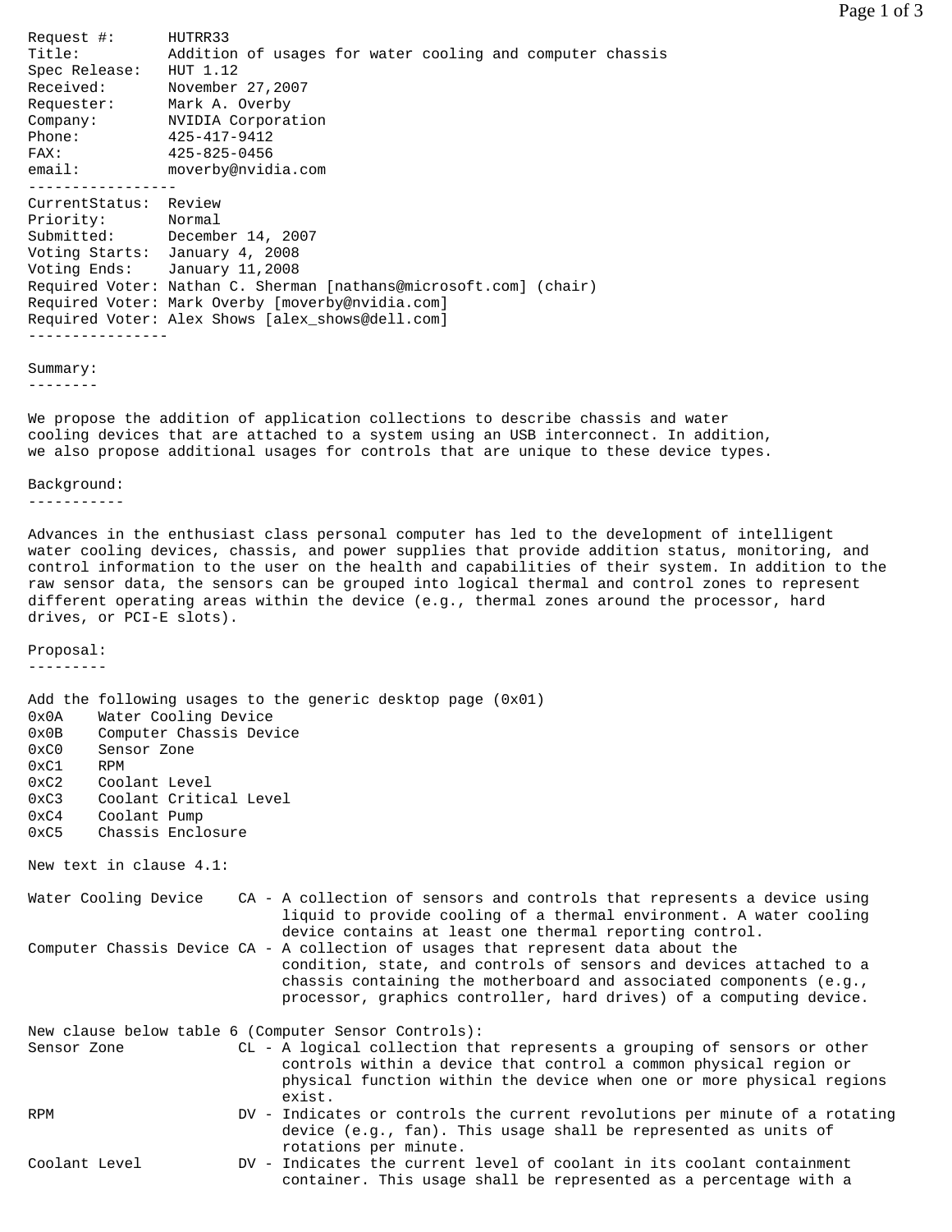Request #: HUTRR33
Title: Addition of usages for water cooling and computer chassis
Spec Release: HUT 1.12
Received: November 27,2007
Requester: Mark A. Overby
Company: NVIDIA Corporation
Phone: 425-417-9412
FAX: 425-825-0456
email: moverby@nvidia.com

---

CurrentStatus: Review
Priority: Normal
Submitted: December 14, 2007
Voting Starts: January 4, 2008
Voting Ends: January 11,2008
Required Voter: Nathan C. Sherman [nathans@microsoft.com] (chair)
Required Voter: Mark Overby [moverby@nvidia.com]
Required Voter: Alex Shows [alex_shows@dell.com]

---

## Summary:

We propose the addition of application collections to describe chassis and water cooling devices that are attached to a system using an USB interconnect. In addition, we also propose additional usages for controls that are unique to these device types.

## Background:

Advances in the enthusiast class personal computer has led to the development of intelligent water cooling devices, chassis, and power supplies that provide addition status, monitoring, and control information to the user on the health and capabilities of their system. In addition to the raw sensor data, the sensors can be grouped into logical thermal and control zones to represent different operating areas within the device (e.g., thermal zones around the processor, hard drives, or PCI-E slots).

## Proposal:

Add the following usages to the generic desktop page (0x01)

```
0x0A    Water Cooling Device
0x0B    Computer Chassis Device
0xC0    Sensor Zone
0xC1    RPM
0xC2    Coolant Level
0xC3    Coolant Critical Level
0xC4    Coolant Pump
0xC5    Chassis Enclosure
```

New text in clause 4.1:

```
Water Cooling Device    CA - A collection of sensors and controls that represents a device using
                             liquid to provide cooling of a thermal environment. A water cooling
                             device contains at least one thermal reporting control.
Computer Chassis Device CA - A collection of usages that represent data about the
                             condition, state, and controls of sensors and devices attached to a
                             chassis containing the motherboard and associated components (e.g.,
                             processor, graphics controller, hard drives) of a computing device.
```

New clause below table 6 (Computer Sensor Controls):

```
Sensor Zone             CL - A logical collection that represents a grouping of sensors or other
                             controls within a device that control a common physical region or
                             physical function within the device when one or more physical regions
                             exist.
RPM                     DV - Indicates or controls the current revolutions per minute of a rotating
                             device (e.g., fan). This usage shall be represented as units of
                             rotations per minute.
Coolant Level           DV - Indicates the current level of coolant in its coolant containment
                             container. This usage shall be represented as a percentage with a
```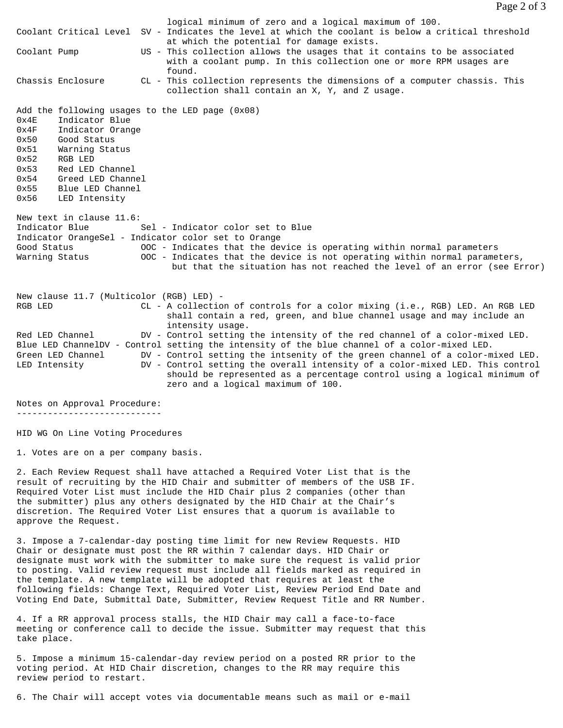logical minimum of zero and a logical maximum of 100.

```
Coolant Critical Level  SV - Indicates the level at which the coolant is below a critical threshold
                             at which the potential for damage exists.
Coolant Pump            US - This collection allows the usages that it contains to be associated
                             with a coolant pump. In this collection one or more RPM usages are
                             found.
Chassis Enclosure       CL - This collection represents the dimensions of a computer chassis. This
                             collection shall contain an X, Y, and Z usage.
```

Add the following usages to the LED page (0x08)

```
0x4E    Indicator Blue
0x4F    Indicator Orange
0x50    Good Status
0x51    Warning Status
0x52    RGB LED
0x53    Red LED Channel
0x54    Greed LED Channel
0x55    Blue LED Channel
0x56    LED Intensity
```

New text in clause 11.6:

```
Indicator Blue          Sel - Indicator color set to Blue
Indicator OrangeSel - Indicator color set to Orange
Good Status             OOC - Indicates that the device is operating within normal parameters
Warning Status          OOC - Indicates that the device is not operating within normal parameters,
                              but that the situation has not reached the level of an error (see Error)
```

New clause 11.7 (Multicolor (RGB) LED) -

```
RGB LED                 CL - A collection of controls for a color mixing (i.e., RGB) LED. An RGB LED
                             shall contain a red, green, and blue channel usage and may include an
                             intensity usage.
Red LED Channel         DV - Control setting the intensity of the red channel of a color-mixed LED.
Blue LED ChannelDV - Control setting the intensity of the blue channel of a color-mixed LED.
Green LED Channel       DV - Control setting the intsenity of the green channel of a color-mixed LED.
LED Intensity           DV - Control setting the overall intensity of a color-mixed LED. This control
                             should be represented as a percentage control using a logical minimum of
                             zero and a logical maximum of 100.
```

Notes on Approval Procedure:
----------------------------

HID WG On Line Voting Procedures

1. Votes are on a per company basis.

2. Each Review Request shall have attached a Required Voter List that is the result of recruiting by the HID Chair and submitter of members of the USB IF. Required Voter List must include the HID Chair plus 2 companies (other than the submitter) plus any others designated by the HID Chair at the Chair's discretion. The Required Voter List ensures that a quorum is available to approve the Request.

3. Impose a 7-calendar-day posting time limit for new Review Requests. HID Chair or designate must post the RR within 7 calendar days. HID Chair or designate must work with the submitter to make sure the request is valid prior to posting. Valid review request must include all fields marked as required in the template. A new template will be adopted that requires at least the following fields: Change Text, Required Voter List, Review Period End Date and Voting End Date, Submittal Date, Submitter, Review Request Title and RR Number.

4. If a RR approval process stalls, the HID Chair may call a face-to-face meeting or conference call to decide the issue. Submitter may request that this take place.

5. Impose a minimum 15-calendar-day review period on a posted RR prior to the voting period. At HID Chair discretion, changes to the RR may require this review period to restart.

6. The Chair will accept votes via documentable means such as mail or e-mail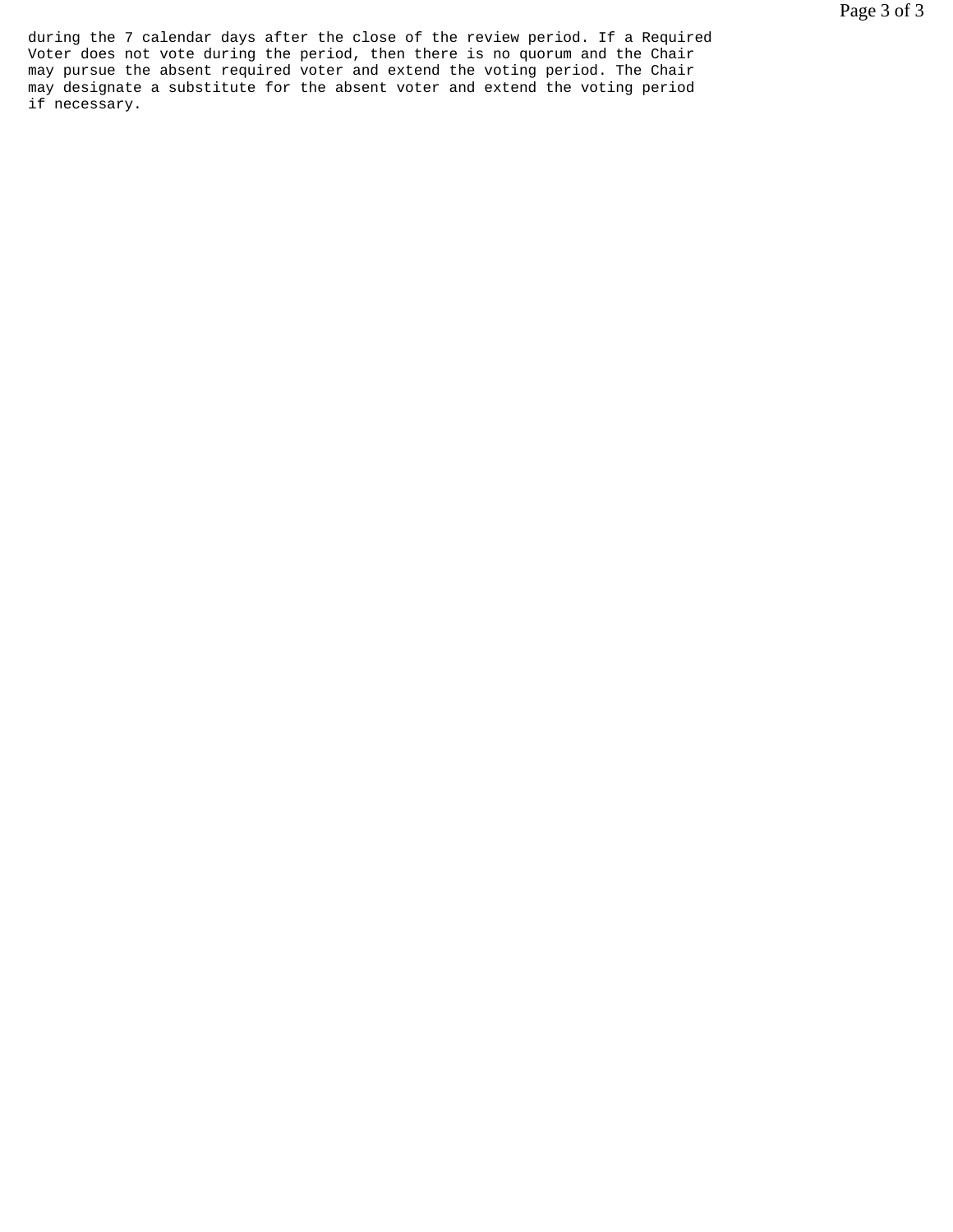during the 7 calendar days after the close of the review period. If a Required Voter does not vote during the period, then there is no quorum and the Chair may pursue the absent required voter and extend the voting period. The Chair may designate a substitute for the absent voter and extend the voting period if necessary.